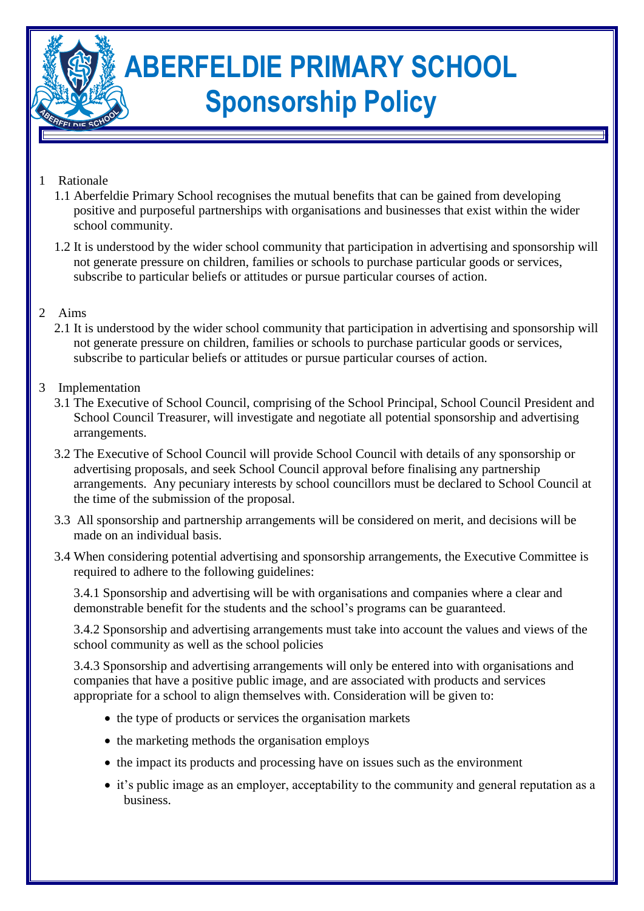# ABERFELDIE PRIMARY SCHOOL

## Sponsorship Policy

1 Rationale

1.1 Aberfeldie Primary School recognises the mutual benefits that can be gained from developing positive and purposeful partnerships with organisations and businesses that exist within the wider school community.

1.2 It is understood by the wider school community that participation in advertising and sponsorship will not generate pressure on children, families or schools to purchase particular goods or services, subscribe to particular beliefs or attitudes or pursue particular courses of action.

2 Aims

2.1 It is understood by the wider school community that participation in advertising and sponsorship will not generate pressure on children, families or schools to purchase particular goods or services, subscribe to particular beliefs or attitudes or pursue particular courses of action.

3 Implementation

3.1 The Executive of School Council, comprising of the School Principal, School Council President and School Council Treasurer, will investigate and negotiate all potential sponsorship and advertising arrangements.

3.2 The Executive of School Council will provide School Council with details of any sponsorship or advertising proposals, and seek School Council approval before finalising any partnership arrangements. Any pecuniary interests by school councillors must be declared to School Council at the time of the submission of the proposal.

3.3 All sponsorship and partnership arrangements will be considered on merit, and decisions will be made on an individual basis.

3.4 When considering potential advertising and sponsorship arrangements, the Executive Committee is required to adhere to the following guidelines:

3.4.1 Sponsorship and advertising will be with organisations and companies where a clear and demonstrable benefit for the students and the school's programs can be guaranteed.

3.4.2 Sponsorship and advertising arrangements must take into account the values and views of the school community as well as the school policies

3.4.3 Sponsorship and advertising arrangements will only be entered into with organisations and companies that have a positive public image, and are associated with products and services appropriate for a school to align themselves with. Consideration will be given to:

- the type of products or services the organisation markets
- the marketing methods the organisation employs
- the impact its products and processing have on issues such as the environment
- it's public image as an employer, acceptability to the community and general reputation as a business.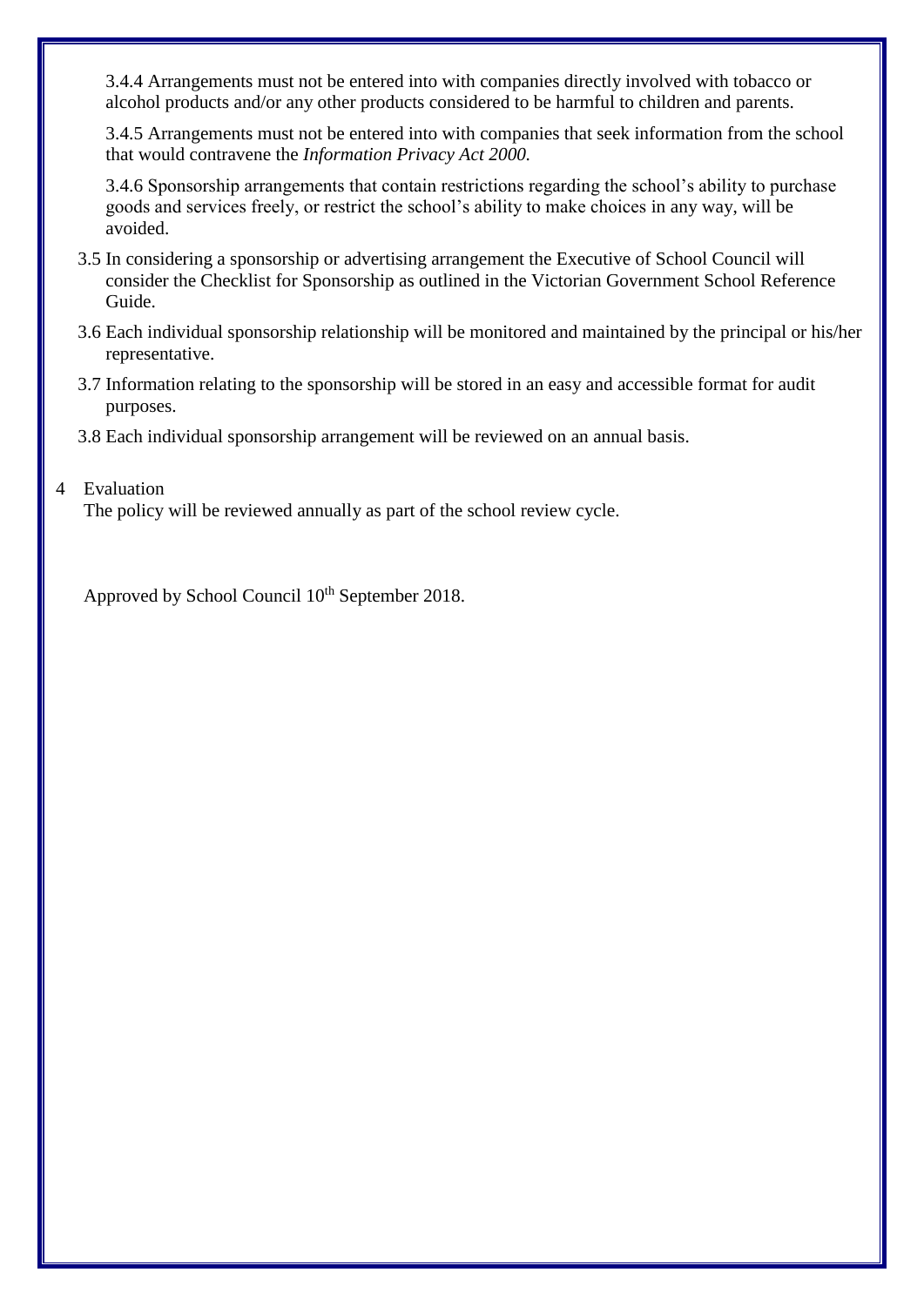3.4.4 Arrangements must not be entered into with companies directly involved with tobacco or alcohol products and/or any other products considered to be harmful to children and parents.

3.4.5 Arrangements must not be entered into with companies that seek information from the school that would contravene the *Information Privacy Act 2000.*

3.4.6 Sponsorship arrangements that contain restrictions regarding the school's ability to purchase goods and services freely, or restrict the school's ability to make choices in any way, will be avoided.

3.5 In considering a sponsorship or advertising arrangement the Executive of School Council will consider the Checklist for Sponsorship as outlined in the Victorian Government School Reference Guide.

3.6 Each individual sponsorship relationship will be monitored and maintained by the principal or his/her representative.

3.7 Information relating to the sponsorship will be stored in an easy and accessible format for audit purposes.

3.8 Each individual sponsorship arrangement will be reviewed on an annual basis.

4 Evaluation

The policy will be reviewed annually as part of the school review cycle.

Approved by School Council 10th September 2018.